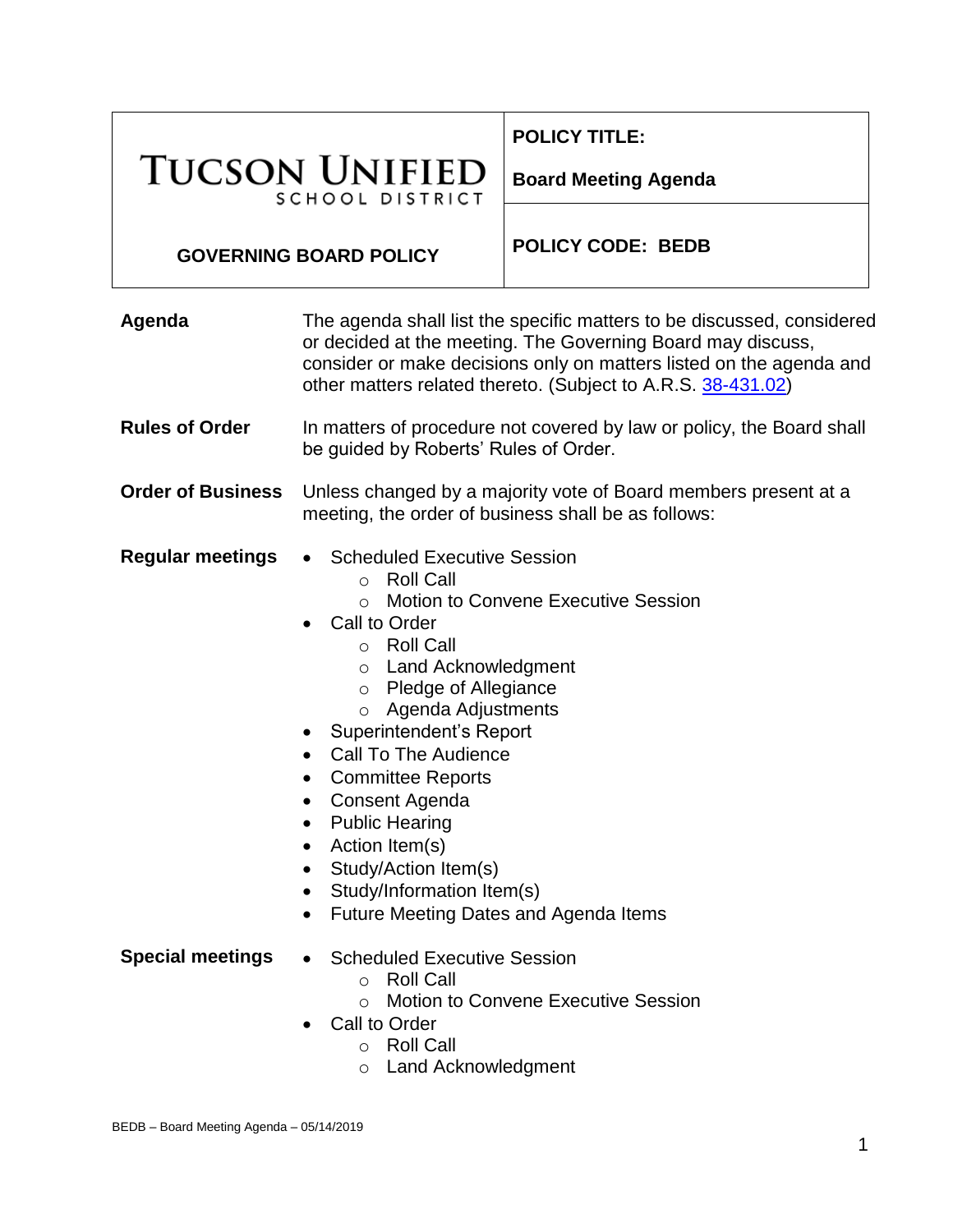**TUCSON UNIFIED** SCHOOL DISTRICT

**GOVERNING BOARD POLICY**

**POLICY TITLE:** **Board Meeting Agenda**

**POLICY CODE: BEDB**

**Agenda**

The agenda shall list the specific matters to be discussed, considered or decided at the meeting. The Governing Board may discuss, consider or make decisions only on matters listed on the agenda and other matters related thereto. (Subject to A.R.S. [38-431.02](38-431.02))

**Rules of Order**

In matters of procedure not covered by law or policy, the Board shall be guided by Roberts' Rules of Order.

**Order of Business**

Unless changed by a majority vote of Board members present at a meeting, the order of business shall be as follows:

**Regular meetings**

- Scheduled Executive Session
    - Roll Call
    - Motion to Convene Executive Session
- Call to Order
    - Roll Call
    - Land Acknowledgment
    - Pledge of Allegiance
    - Agenda Adjustments
- Superintendent's Report
- Call To The Audience
- Committee Reports
- Consent Agenda
- Public Hearing
- Action Item(s)
- Study/Action Item(s)
- Study/Information Item(s)
- Future Meeting Dates and Agenda Items

**Special meetings**

- Scheduled Executive Session
    - Roll Call
    - Motion to Convene Executive Session
- Call to Order
    - Roll Call
    - Land Acknowledgment

BEDB – Board Meeting Agenda – 05/14/2019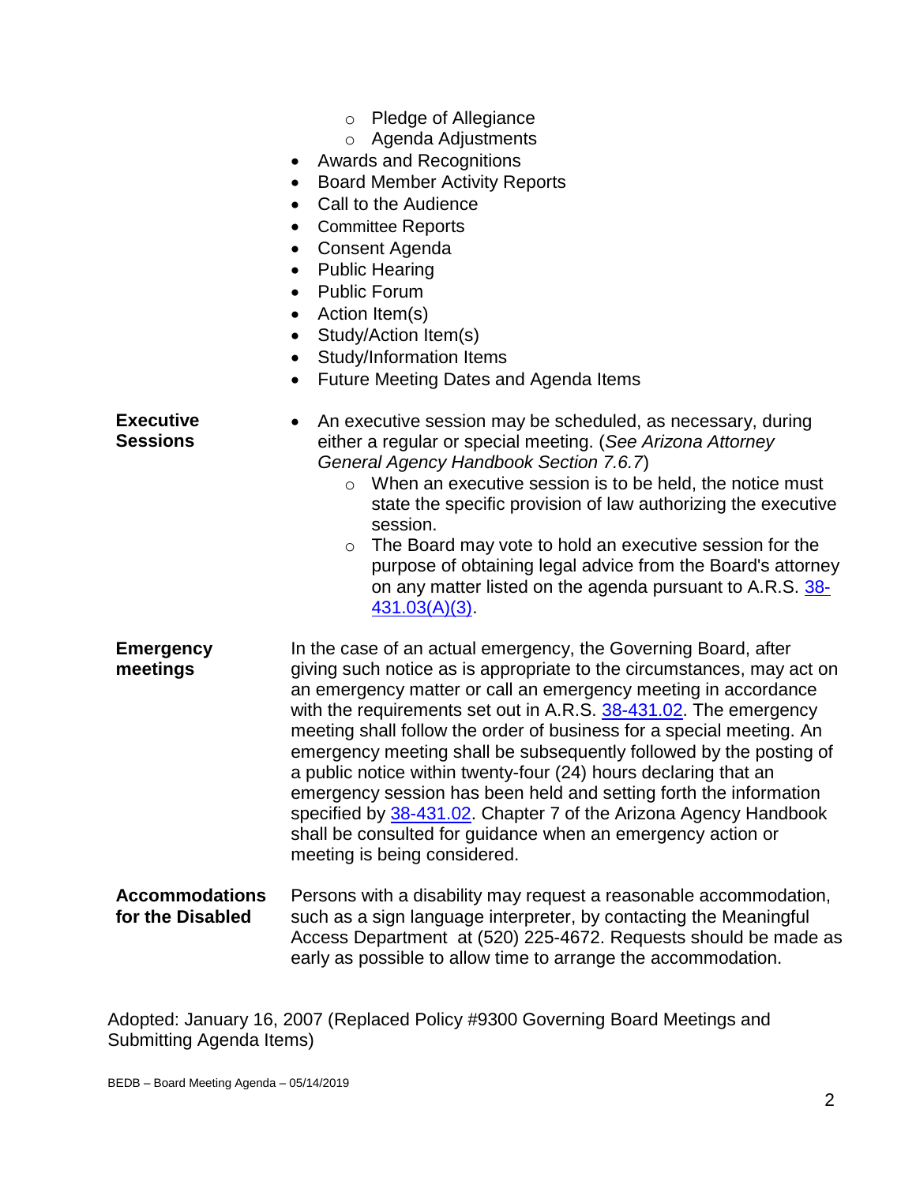- Pledge of Allegiance
  - Agenda Adjustments
- Awards and Recognitions
- Board Member Activity Reports
- Call to the Audience
- Committee Reports
- Consent Agenda
- Public Hearing
- Public Forum
- Action Item(s)
- Study/Action Item(s)
- Study/Information Items
- Future Meeting Dates and Agenda Items

**Executive Sessions**

- An executive session may be scheduled, as necessary, during either a regular or special meeting. (*See Arizona Attorney General Agency Handbook Section 7.6.7*)
  - When an executive session is to be held, the notice must state the specific provision of law authorizing the executive session.
  - The Board may vote to hold an executive session for the purpose of obtaining legal advice from the Board's attorney on any matter listed on the agenda pursuant to A.R.S. 38-431.03(A)(3).

**Emergency meetings**

In the case of an actual emergency, the Governing Board, after giving such notice as is appropriate to the circumstances, may act on an emergency matter or call an emergency meeting in accordance with the requirements set out in A.R.S. 38-431.02. The emergency meeting shall follow the order of business for a special meeting. An emergency meeting shall be subsequently followed by the posting of a public notice within twenty-four (24) hours declaring that an emergency session has been held and setting forth the information specified by 38-431.02. Chapter 7 of the Arizona Agency Handbook shall be consulted for guidance when an emergency action or meeting is being considered.

**Accommodations for the Disabled**

Persons with a disability may request a reasonable accommodation, such as a sign language interpreter, by contacting the Meaningful Access Department at (520) 225-4672. Requests should be made as early as possible to allow time to arrange the accommodation.

Adopted: January 16, 2007 (Replaced Policy #9300 Governing Board Meetings and Submitting Agenda Items)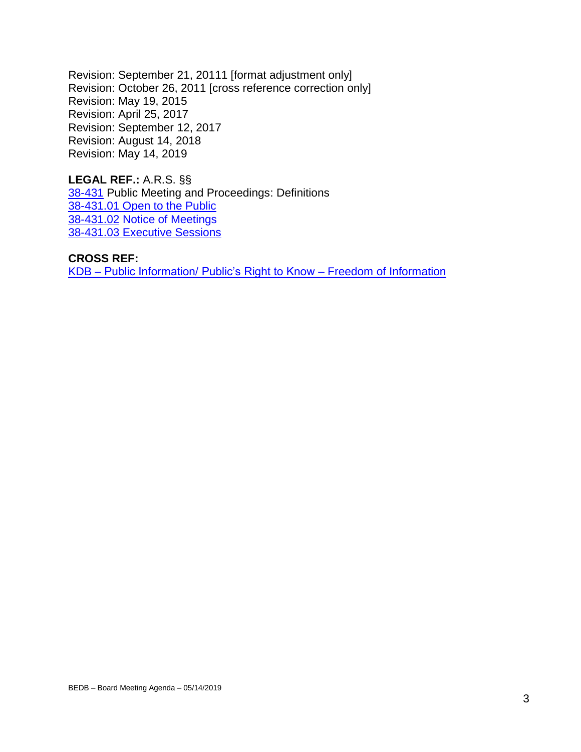Revision: September 21, 20111 [format adjustment only]
Revision: October 26, 2011 [cross reference correction only]
Revision: May 19, 2015
Revision: April 25, 2017
Revision: September 12, 2017
Revision: August 14, 2018
Revision: May 14, 2019

**LEGAL REF.:** A.R.S. §§
38-431 Public Meeting and Proceedings: Definitions
38-431.01 Open to the Public
38-431.02 Notice of Meetings
38-431.03 Executive Sessions

**CROSS REF:**
KDB – Public Information/ Public's Right to Know – Freedom of Information